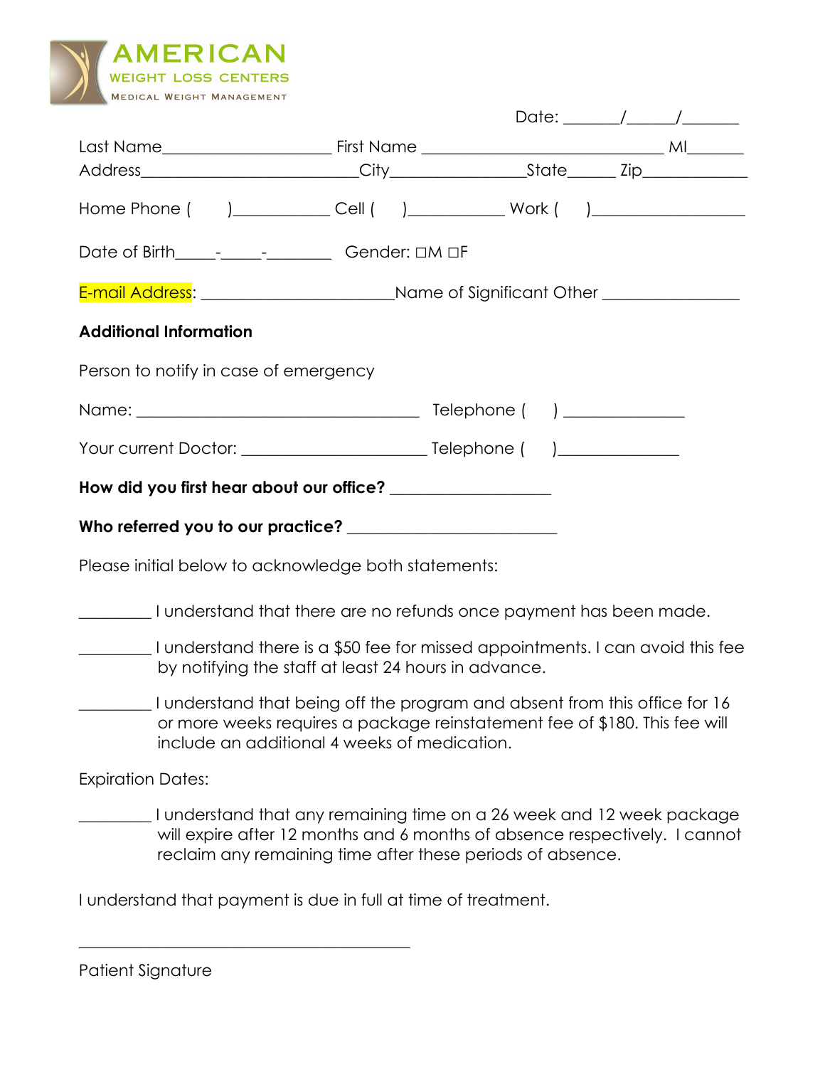**AMERICAN**
WEIGHT LOSS CENTERS
MEDICAL WEIGHT MANAGEMENT

Date: ______/_____/______

Last Name___________________ First Name ____________________________ MI______
Address_________________________City______________State_____ Zip___________

Home Phone (      )__________ Cell (      )__________ Work (      )________________

Date of Birth_____-_____-________ Gender: ☐M ☐F

E-mail Address: ______________________Name of Significant Other ________________

**Additional Information**

Person to notify in case of emergency

Name: _________________________________ Telephone (      ) ______________

Your current Doctor: _____________________ Telephone (      )______________

**How did you first hear about our office?** ___________________

**Who referred you to our practice?** _________________________

Please initial below to acknowledge both statements:

_________ I understand that there are no refunds once payment has been made.

_________ I understand there is a $50 fee for missed appointments. I can avoid this fee by notifying the staff at least 24 hours in advance.

_________ I understand that being off the program and absent from this office for 16 or more weeks requires a package reinstatement fee of $180. This fee will include an additional 4 weeks of medication.

Expiration Dates:

_________ I understand that any remaining time on a 26 week and 12 week package will expire after 12 months and 6 months of absence respectively. I cannot reclaim any remaining time after these periods of absence.

I understand that payment is due in full at time of treatment.

________________________________________

Patient Signature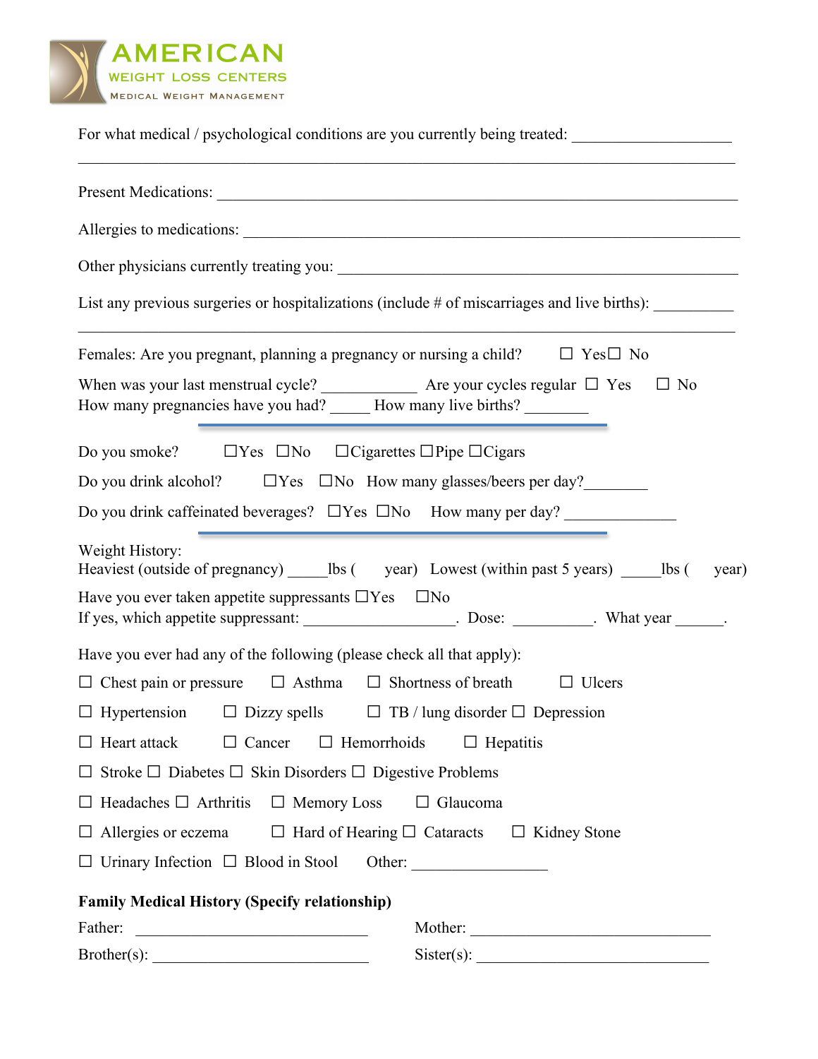AMERICAN
WEIGHT LOSS CENTERS
MEDICAL WEIGHT MANAGEMENT

For what medical / psychological conditions are you currently being treated: ___________________

_____________________________________________________________________________

Present Medications: _______________________________________________________________

Allergies to medications: ____________________________________________________________

Other physicians currently treating you: _______________________________________________

List any previous surgeries or hospitalizations (include # of miscarriages and live births): __________

_____________________________________________________________________________

Females: Are you pregnant, planning a pregnancy or nursing a child? ☐ Yes ☐ No

When was your last menstrual cycle? ___________ Are your cycles regular ☐ Yes ☐ No

How many pregnancies have you had? _____ How many live births? ________

---

Do you smoke? ☐Yes ☐No ☐Cigarettes ☐Pipe ☐Cigars

Do you drink alcohol? ☐Yes ☐No How many glasses/beers per day?________

Do you drink caffeinated beverages? ☐Yes ☐No How many per day? ______________

---

Weight History:

Heaviest (outside of pregnancy) _____lbs (      year) Lowest (within past 5 years) _____lbs (      year)

Have you ever taken appetite suppressants ☐Yes ☐No

If yes, which appetite suppressant: __________________. Dose: __________. What year ______.

Have you ever had any of the following (please check all that apply):

☐ Chest pain or pressure ☐ Asthma ☐ Shortness of breath ☐ Ulcers

☐ Hypertension ☐ Dizzy spells ☐ TB / lung disorder ☐ Depression

☐ Heart attack ☐ Cancer ☐ Hemorrhoids ☐ Hepatitis

☐ Stroke ☐ Diabetes ☐ Skin Disorders ☐ Digestive Problems

☐ Headaches ☐ Arthritis ☐ Memory Loss ☐ Glaucoma

☐ Allergies or eczema ☐ Hard of Hearing ☐ Cataracts ☐ Kidney Stone

☐ Urinary Infection ☐ Blood in Stool Other: ________________

**Family Medical History (Specify relationship)**

Father: ______________________________ Mother: ______________________________

Brother(s): ___________________________ Sister(s): ______________________________